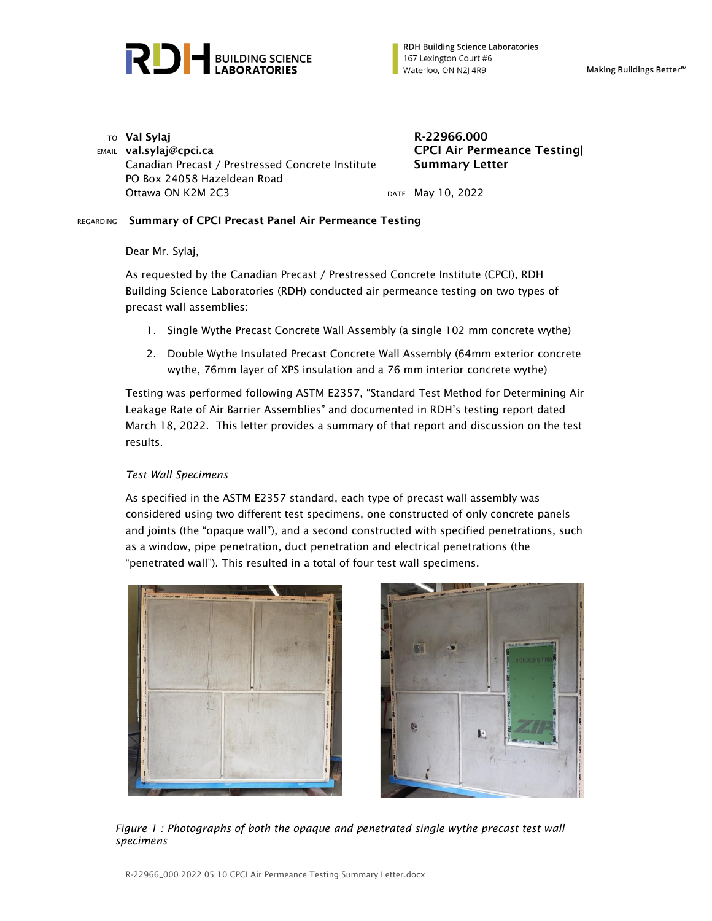RDH Building Science Laboratories
167 Lexington Court #6
Waterloo, ON N2J 4R9

Making Buildings Better™

TO **Val Sylaj**
EMAIL **val.sylaj@cpci.ca**
Canadian Precast / Prestressed Concrete Institute
PO Box 24058 Hazeldean Road
Ottawa ON K2M 2C3

**R-22966.000**
**CPCI Air Permeance Testing| Summary Letter**

DATE May 10, 2022

REGARDING **Summary of CPCI Precast Panel Air Permeance Testing**

Dear Mr. Sylaj,

As requested by the Canadian Precast / Prestressed Concrete Institute (CPCI), RDH Building Science Laboratories (RDH) conducted air permeance testing on two types of precast wall assemblies:

1. Single Wythe Precast Concrete Wall Assembly (a single 102 mm concrete wythe)
2. Double Wythe Insulated Precast Concrete Wall Assembly (64mm exterior concrete wythe, 76mm layer of XPS insulation and a 76 mm interior concrete wythe)

Testing was performed following ASTM E2357, "Standard Test Method for Determining Air Leakage Rate of Air Barrier Assemblies" and documented in RDH's testing report dated March 18, 2022. This letter provides a summary of that report and discussion on the test results.

*Test Wall Specimens*

As specified in the ASTM E2357 standard, each type of precast wall assembly was considered using two different test specimens, one constructed of only concrete panels and joints (the "opaque wall"), and a second constructed with specified penetrations, such as a window, pipe penetration, duct penetration and electrical penetrations (the "penetrated wall"). This resulted in a total of four test wall specimens.

*Figure 1 : Photographs of both the opaque and penetrated single wythe precast test wall specimens*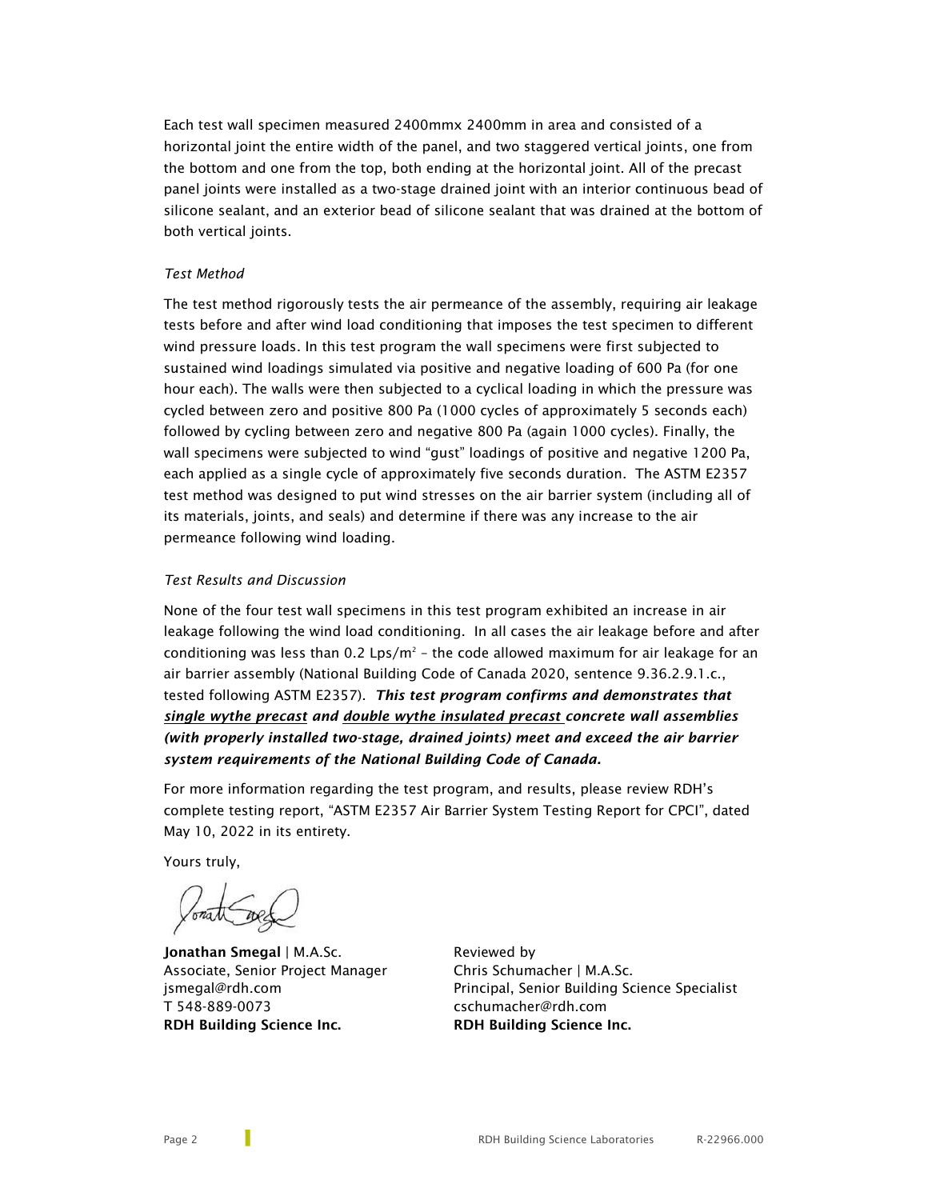Each test wall specimen measured 2400mmx 2400mm in area and consisted of a horizontal joint the entire width of the panel, and two staggered vertical joints, one from the bottom and one from the top, both ending at the horizontal joint. All of the precast panel joints were installed as a two-stage drained joint with an interior continuous bead of silicone sealant, and an exterior bead of silicone sealant that was drained at the bottom of both vertical joints.

*Test Method*

The test method rigorously tests the air permeance of the assembly, requiring air leakage tests before and after wind load conditioning that imposes the test specimen to different wind pressure loads. In this test program the wall specimens were first subjected to sustained wind loadings simulated via positive and negative loading of 600 Pa (for one hour each). The walls were then subjected to a cyclical loading in which the pressure was cycled between zero and positive 800 Pa (1000 cycles of approximately 5 seconds each) followed by cycling between zero and negative 800 Pa (again 1000 cycles). Finally, the wall specimens were subjected to wind "gust" loadings of positive and negative 1200 Pa, each applied as a single cycle of approximately five seconds duration. The ASTM E2357 test method was designed to put wind stresses on the air barrier system (including all of its materials, joints, and seals) and determine if there was any increase to the air permeance following wind loading.

*Test Results and Discussion*

None of the four test wall specimens in this test program exhibited an increase in air leakage following the wind load conditioning. In all cases the air leakage before and after conditioning was less than 0.2 Lps/$m^2$ – the code allowed maximum for air leakage for an air barrier assembly (National Building Code of Canada 2020, sentence 9.36.2.9.1.c., tested following ASTM E2357). ***This test program confirms and demonstrates that <u>single wythe precast</u> and <u>double wythe insulated precast</u> concrete wall assemblies (with properly installed two-stage, drained joints) meet and exceed the air barrier system requirements of the National Building Code of Canada.***

For more information regarding the test program, and results, please review RDH's complete testing report, "ASTM E2357 Air Barrier System Testing Report for CPCI", dated May 10, 2022 in its entirety.

Yours truly,

**Jonathan Smegal** | M.A.Sc.
Associate, Senior Project Manager
jsmegal@rdh.com
T 548-889-0073
**RDH Building Science Inc.**

Reviewed by
Chris Schumacher | M.A.Sc.
Principal, Senior Building Science Specialist
cschumacher@rdh.com
**RDH Building Science Inc.**